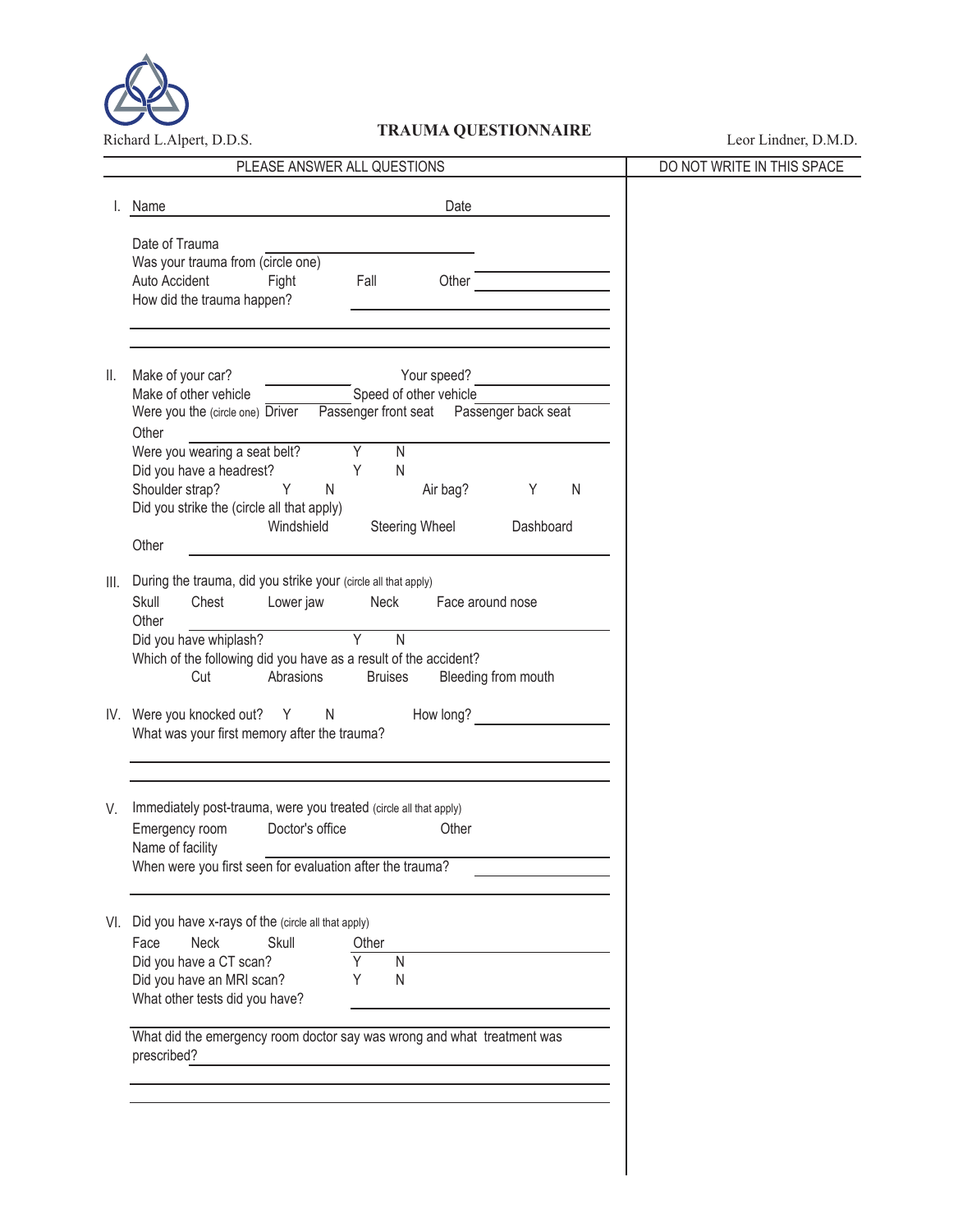Richard L.Alpert, D.D.S.

# TRAUMA QUESTIONNAIRE

Leor Lindner, D.M.D.

| PLEASE ANSWER ALL QUESTIONS | DO NOT WRITE IN THIS SPACE |
|---|---|

I. Name ____________________ Date ____________

Date of Trauma ____________________

Was your trauma from (circle one)

Auto Accident    Fight    Fall    Other ____________

How did the trauma happen? ____________________

____________________________________________

____________________________________________

II. Make of your car? ____________ Your speed? ____________

Make of other vehicle ____________ Speed of other vehicle ____________

Were you the (circle one) Driver    Passenger front seat    Passenger back seat

Other ____________________________________________

Were you wearing a seat belt?    Y    N

Did you have a headrest?    Y    N

Shoulder strap?    Y    N    Air bag?    Y    N

Did you strike the (circle all that apply)

Windshield    Steering Wheel    Dashboard

Other ____________________________________________

III. During the trauma, did you strike your (circle all that apply)

Skull    Chest    Lower jaw    Neck    Face around nose

Other ____________________________________________

Did you have whiplash?    Y    N

Which of the following did you have as a result of the accident?

Cut    Abrasions    Bruises    Bleeding from mouth

IV. Were you knocked out?    Y    N    How long? ____________

What was your first memory after the trauma?

____________________________________________

____________________________________________

V. Immediately post-trauma, were you treated (circle all that apply)

Emergency room    Doctor's office    Other

Name of facility ____________________________________________

When were you first seen for evaluation after the trauma? ____________

____________________________________________

VI. Did you have x-rays of the (circle all that apply)

Face    Neck    Skull    Other ____________

Did you have a CT scan?    Y    N

Did you have an MRI scan?    Y    N

What other tests did you have? ____________________

____________________________________________

What did the emergency room doctor say was wrong and what treatment was prescribed? ____________________

____________________________________________

____________________________________________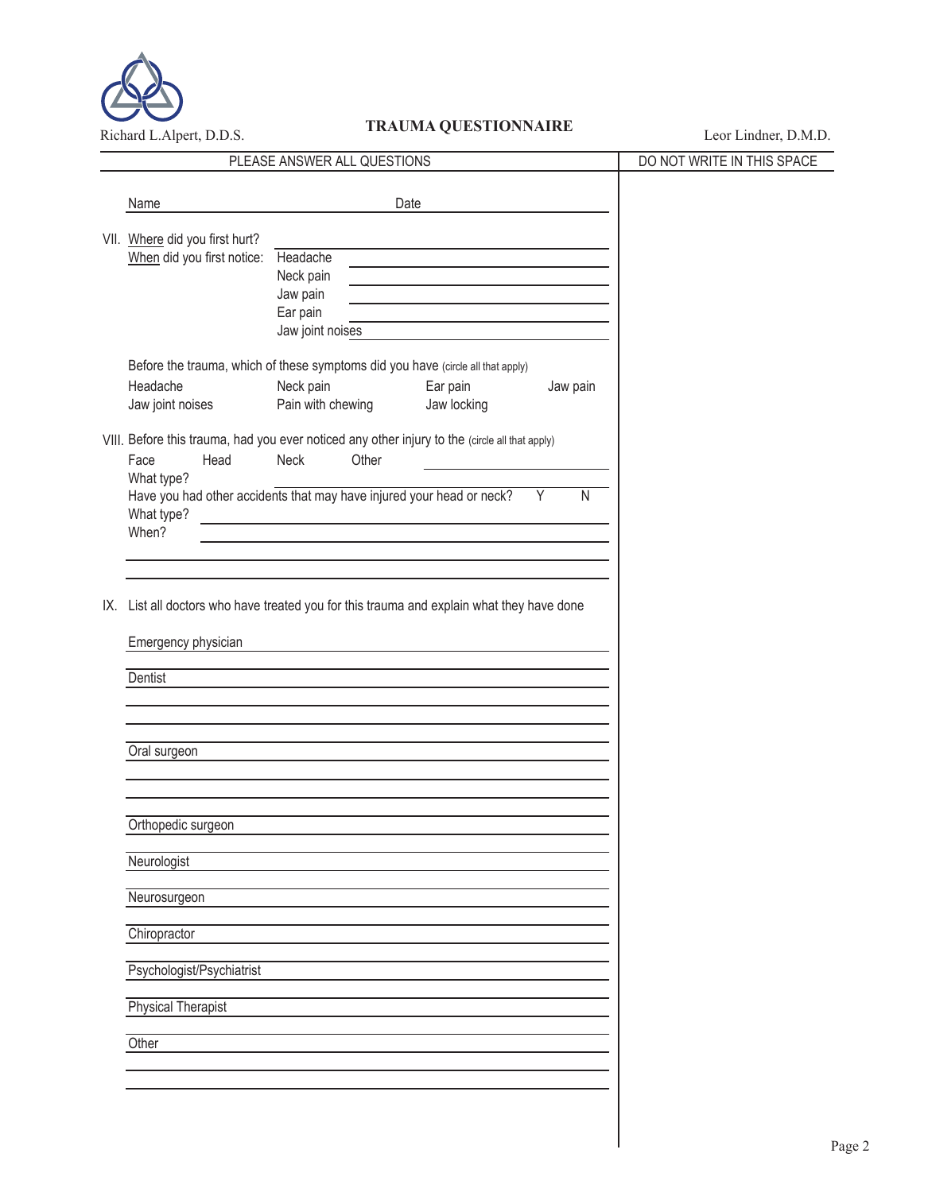Richard L.Alpert, D.D.S.

# TRAUMA QUESTIONNAIRE

Leor Lindner, D.M.D.

PLEASE ANSWER ALL QUESTIONS | DO NOT WRITE IN THIS SPACE

Name ______________________ Date ______________________

VII. Where did you first hurt? ______________________

When did you first notice:
- Headache ______________________
- Neck pain ______________________
- Jaw pain ______________________
- Ear pain ______________________
- Jaw joint noises ______________________

Before the trauma, which of these symptoms did you have (circle all that apply)

Headache    Neck pain    Ear pain    Jaw pain

Jaw joint noises    Pain with chewing    Jaw locking

VIII. Before this trauma, had you ever noticed any other injury to the (circle all that apply)

Face    Head    Neck    Other ______________________

What type? ______________________

Have you had other accidents that may have injured your head or neck?    Y    N

What type? ______________________

When? ______________________

______________________

______________________

IX. List all doctors who have treated you for this trauma and explain what they have done

Emergency physician ______________________

______________________

Dentist ______________________

______________________

______________________

______________________

Oral surgeon ______________________

______________________

______________________

______________________

Orthopedic surgeon ______________________

______________________

Neurologist ______________________

______________________

Neurosurgeon ______________________

______________________

Chiropractor ______________________

______________________

Psychologist/Psychiatrist ______________________

______________________

Physical Therapist ______________________

______________________

Other ______________________

______________________

______________________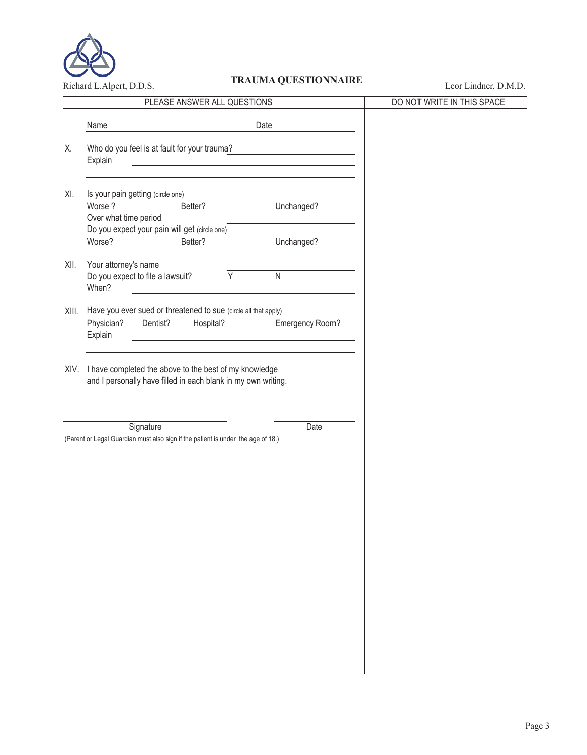Richard L.Alpert, D.D.S.

# TRAUMA QUESTIONNAIRE

Leor Lindner, D.M.D.

| PLEASE ANSWER ALL QUESTIONS | DO NOT WRITE IN THIS SPACE |
| --- | --- |

Name ____________________ Date ____________________

X. Who do you feel is at fault for your trauma? ____________________
Explain ____________________
____________________

XI. Is your pain getting (circle one)
Worse ? Better? Unchanged?
Over what time period ____________________
Do you expect your pain will get (circle one)
Worse? Better? Unchanged?

XII. Your attorney's name ____________________
Do you expect to file a lawsuit? Y N
When? ____________________

XIII. Have you ever sued or threatened to sue (circle all that apply)
Physician? Dentist? Hospital? Emergency Room?
Explain ____________________
____________________

XIV. I have completed the above to the best of my knowledge
and I personally have filled in each blank in my own writing.

____________________ Signature ____________________ Date

(Parent or Legal Guardian must also sign if the patient is under the age of 18.)